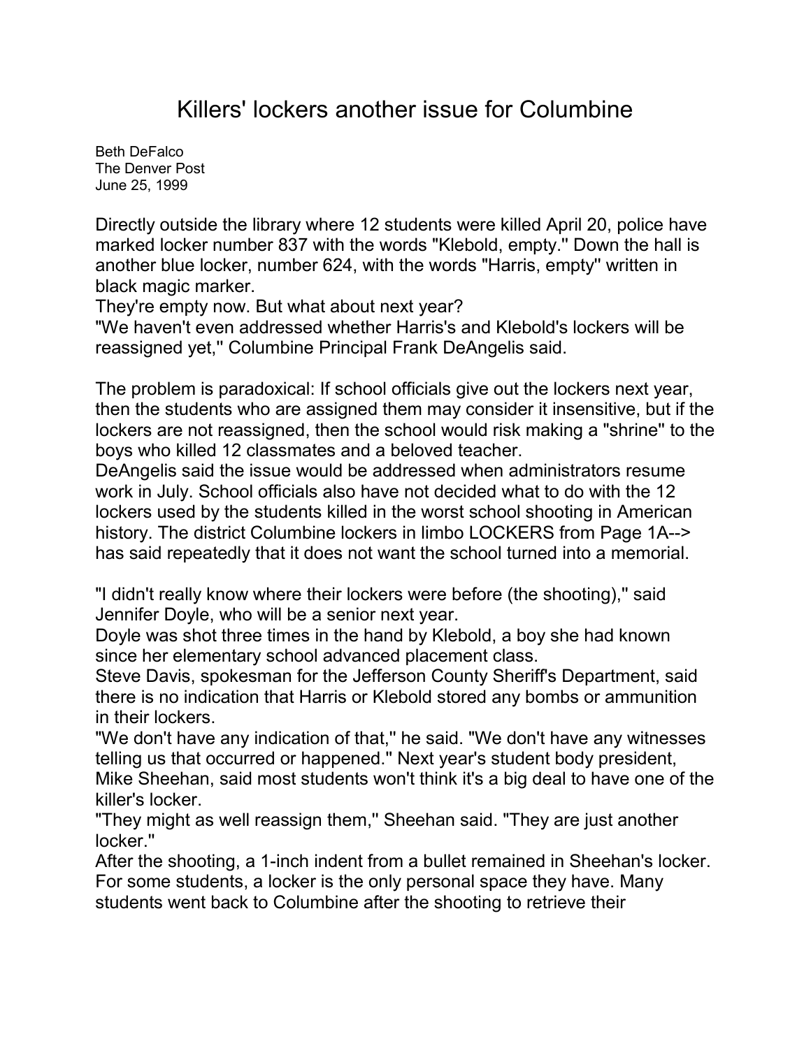# Killers' lockers another issue for Columbine

Beth DeFalco
The Denver Post
June 25, 1999

Directly outside the library where 12 students were killed April 20, police have marked locker number 837 with the words "Klebold, empty.'' Down the hall is another blue locker, number 624, with the words "Harris, empty'' written in black magic marker.

They're empty now. But what about next year?

"We haven't even addressed whether Harris's and Klebold's lockers will be reassigned yet,'' Columbine Principal Frank DeAngelis said.

The problem is paradoxical: If school officials give out the lockers next year, then the students who are assigned them may consider it insensitive, but if the lockers are not reassigned, then the school would risk making a "shrine'' to the boys who killed 12 classmates and a beloved teacher.

DeAngelis said the issue would be addressed when administrators resume work in July. School officials also have not decided what to do with the 12 lockers used by the students killed in the worst school shooting in American history. The district Columbine lockers in limbo LOCKERS from Page 1A--> has said repeatedly that it does not want the school turned into a memorial.

"I didn't really know where their lockers were before (the shooting),'' said Jennifer Doyle, who will be a senior next year.

Doyle was shot three times in the hand by Klebold, a boy she had known since her elementary school advanced placement class.

Steve Davis, spokesman for the Jefferson County Sheriff's Department, said there is no indication that Harris or Klebold stored any bombs or ammunition in their lockers.

"We don't have any indication of that,'' he said. "We don't have any witnesses telling us that occurred or happened.'' Next year's student body president, Mike Sheehan, said most students won't think it's a big deal to have one of the killer's locker.

"They might as well reassign them,'' Sheehan said. "They are just another locker.''

After the shooting, a 1-inch indent from a bullet remained in Sheehan's locker. For some students, a locker is the only personal space they have. Many students went back to Columbine after the shooting to retrieve their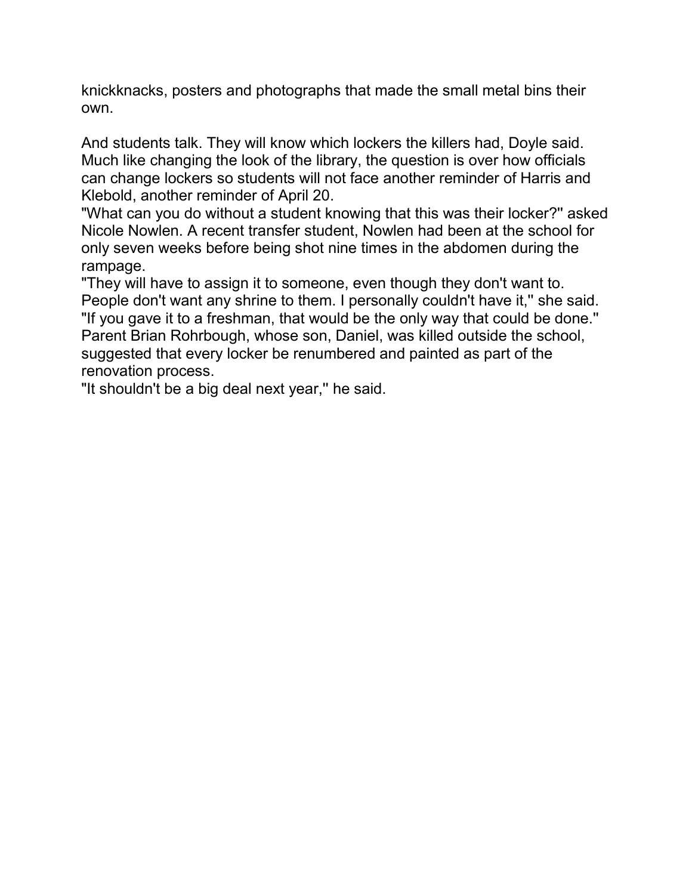knickknacks, posters and photographs that made the small metal bins their own.

And students talk. They will know which lockers the killers had, Doyle said. Much like changing the look of the library, the question is over how officials can change lockers so students will not face another reminder of Harris and Klebold, another reminder of April 20.

"What can you do without a student knowing that this was their locker?'' asked Nicole Nowlen. A recent transfer student, Nowlen had been at the school for only seven weeks before being shot nine times in the abdomen during the rampage.

"They will have to assign it to someone, even though they don't want to. People don't want any shrine to them. I personally couldn't have it,'' she said. "If you gave it to a freshman, that would be the only way that could be done.''

Parent Brian Rohrbough, whose son, Daniel, was killed outside the school, suggested that every locker be renumbered and painted as part of the renovation process.

"It shouldn't be a big deal next year,'' he said.